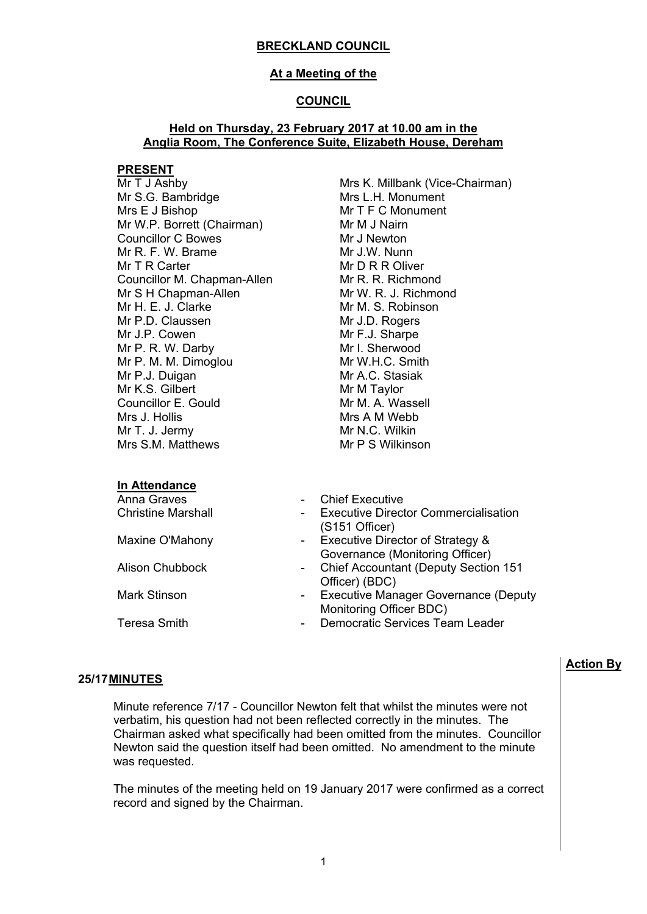**BRECKLAND COUNCIL**

**At a Meeting of the**

**COUNCIL**

**Held on Thursday, 23 February 2017 at 10.00 am in the Anglia Room, The Conference Suite, Elizabeth House, Dereham**

**PRESENT**

Mr T J Ashby
Mr S.G. Bambridge
Mrs E J Bishop
Mr W.P. Borrett (Chairman)
Councillor C Bowes
Mr R. F. W. Brame
Mr T R Carter
Councillor M. Chapman-Allen
Mr S H Chapman-Allen
Mr H. E. J. Clarke
Mr P.D. Claussen
Mr J.P. Cowen
Mr P. R. W. Darby
Mr P. M. M. Dimoglou
Mr P.J. Duigan
Mr K.S. Gilbert
Councillor E. Gould
Mrs J. Hollis
Mr T. J. Jermy
Mrs S.M. Matthews
Mrs K. Millbank (Vice-Chairman)
Mrs L.H. Monument
Mr T F C Monument
Mr M J Nairn
Mr J Newton
Mr J.W. Nunn
Mr D R R Oliver
Mr R. R. Richmond
Mr W. R. J. Richmond
Mr M. S. Robinson
Mr J.D. Rogers
Mr F.J. Sharpe
Mr I. Sherwood
Mr W.H.C. Smith
Mr A.C. Stasiak
Mr M Taylor
Mr M. A. Wassell
Mrs A M Webb
Mr N.C. Wilkin
Mr P S Wilkinson

**In Attendance**

| | |
|---|---|
| Anna Graves | - Chief Executive |
| Christine Marshall | - Executive Director Commercialisation (S151 Officer) |
| Maxine O'Mahony | - Executive Director of Strategy & Governance (Monitoring Officer) |
| Alison Chubbock | - Chief Accountant (Deputy Section 151 Officer) (BDC) |
| Mark Stinson | - Executive Manager Governance (Deputy Monitoring Officer BDC) |
| Teresa Smith | - Democratic Services Team Leader |

**Action By**

**25/17 MINUTES**

Minute reference 7/17 - Councillor Newton felt that whilst the minutes were not verbatim, his question had not been reflected correctly in the minutes. The Chairman asked what specifically had been omitted from the minutes. Councillor Newton said the question itself had been omitted. No amendment to the minute was requested.

The minutes of the meeting held on 19 January 2017 were confirmed as a correct record and signed by the Chairman.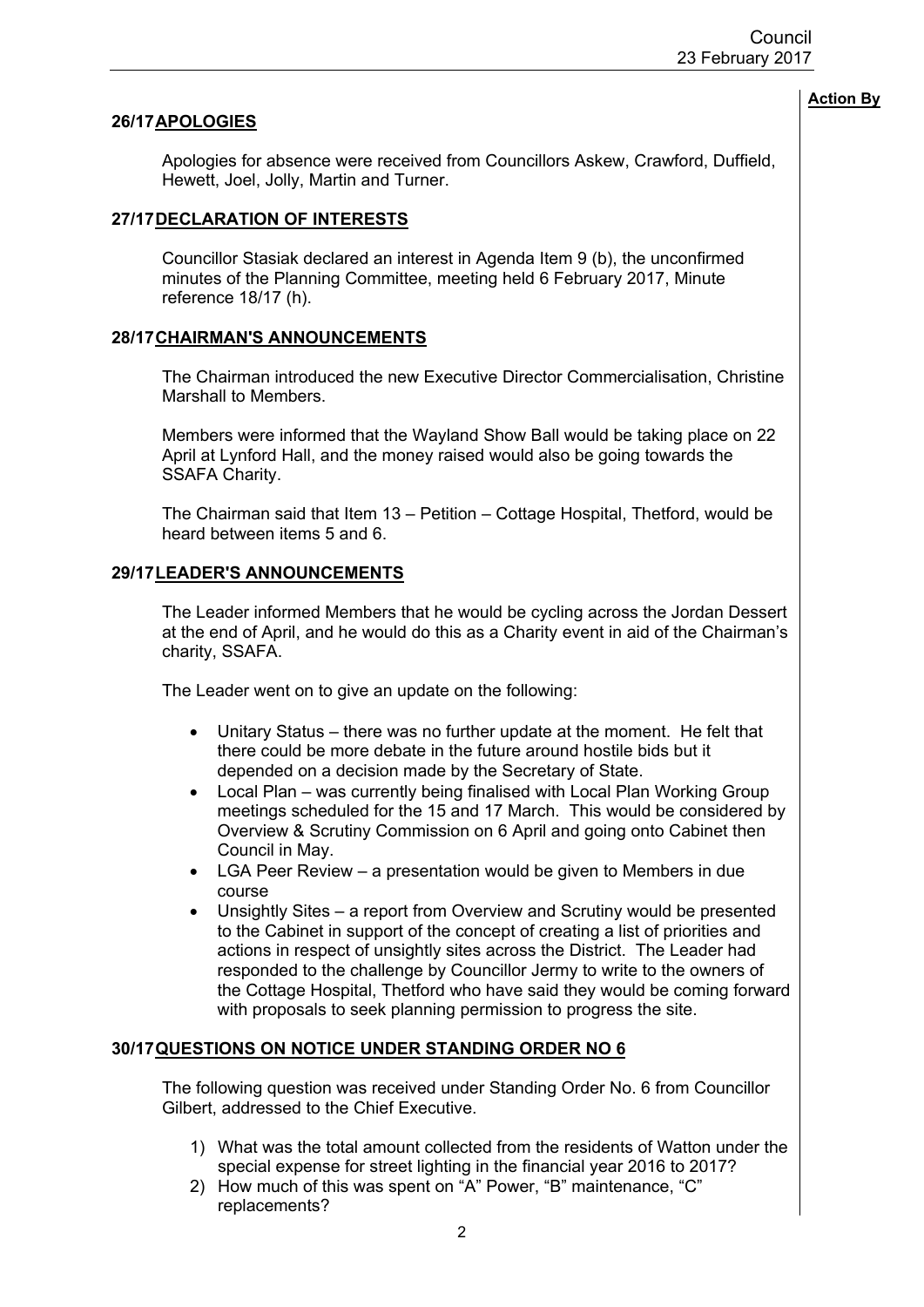**Action By**

## 26/17 APOLOGIES

Apologies for absence were received from Councillors Askew, Crawford, Duffield, Hewett, Joel, Jolly, Martin and Turner.

## 27/17 DECLARATION OF INTERESTS

Councillor Stasiak declared an interest in Agenda Item 9 (b), the unconfirmed minutes of the Planning Committee, meeting held 6 February 2017, Minute reference 18/17 (h).

## 28/17 CHAIRMAN'S ANNOUNCEMENTS

The Chairman introduced the new Executive Director Commercialisation, Christine Marshall to Members.

Members were informed that the Wayland Show Ball would be taking place on 22 April at Lynford Hall, and the money raised would also be going towards the SSAFA Charity.

The Chairman said that Item 13 – Petition – Cottage Hospital, Thetford, would be heard between items 5 and 6.

## 29/17 LEADER'S ANNOUNCEMENTS

The Leader informed Members that he would be cycling across the Jordan Dessert at the end of April, and he would do this as a Charity event in aid of the Chairman's charity, SSAFA.

The Leader went on to give an update on the following:

- Unitary Status – there was no further update at the moment. He felt that there could be more debate in the future around hostile bids but it depended on a decision made by the Secretary of State.
- Local Plan – was currently being finalised with Local Plan Working Group meetings scheduled for the 15 and 17 March. This would be considered by Overview & Scrutiny Commission on 6 April and going onto Cabinet then Council in May.
- LGA Peer Review – a presentation would be given to Members in due course
- Unsightly Sites – a report from Overview and Scrutiny would be presented to the Cabinet in support of the concept of creating a list of priorities and actions in respect of unsightly sites across the District. The Leader had responded to the challenge by Councillor Jermy to write to the owners of the Cottage Hospital, Thetford who have said they would be coming forward with proposals to seek planning permission to progress the site.

## 30/17 QUESTIONS ON NOTICE UNDER STANDING ORDER NO 6

The following question was received under Standing Order No. 6 from Councillor Gilbert, addressed to the Chief Executive.

1) What was the total amount collected from the residents of Watton under the special expense for street lighting in the financial year 2016 to 2017?
2) How much of this was spent on "A" Power, "B" maintenance, "C" replacements?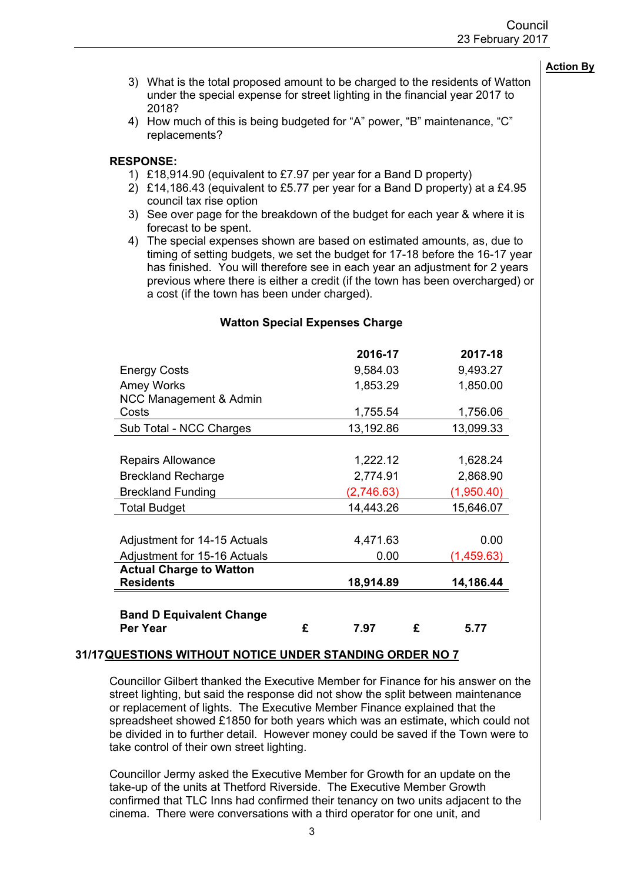**Action By**

3) What is the total proposed amount to be charged to the residents of Watton under the special expense for street lighting in the financial year 2017 to 2018?
4) How much of this is being budgeted for "A" power, "B" maintenance, "C" replacements?

**RESPONSE:**

1) £18,914.90 (equivalent to £7.97 per year for a Band D property)
2) £14,186.43 (equivalent to £5.77 per year for a Band D property) at a £4.95 council tax rise option
3) See over page for the breakdown of the budget for each year & where it is forecast to be spent.
4) The special expenses shown are based on estimated amounts, as, due to timing of setting budgets, we set the budget for 17-18 before the 16-17 year has finished. You will therefore see in each year an adjustment for 2 years previous where there is either a credit (if the town has been overcharged) or a cost (if the town has been under charged).

**Watton Special Expenses Charge**

| | 2016-17 | 2017-18 |
|---|---|---|
| Energy Costs | 9,584.03 | 9,493.27 |
| Amey Works | 1,853.29 | 1,850.00 |
| NCC Management & Admin Costs | 1,755.54 | 1,756.06 |
| Sub Total - NCC Charges | 13,192.86 | 13,099.33 |
| | | |
| Repairs Allowance | 1,222.12 | 1,628.24 |
| Breckland Recharge | 2,774.91 | 2,868.90 |
| Breckland Funding | (2,746.63) | (1,950.40) |
| Total Budget | 14,443.26 | 15,646.07 |
| | | |
| Adjustment for 14-15 Actuals | 4,471.63 | 0.00 |
| Adjustment for 15-16 Actuals | 0.00 | (1,459.63) |
| **Actual Charge to Watton Residents** | **18,914.89** | **14,186.44** |
| | | |
| **Band D Equivalent Change Per Year** | **£ 7.97** | **£ 5.77** |

## 31/17 QUESTIONS WITHOUT NOTICE UNDER STANDING ORDER NO 7

Councillor Gilbert thanked the Executive Member for Finance for his answer on the street lighting, but said the response did not show the split between maintenance or replacement of lights. The Executive Member Finance explained that the spreadsheet showed £1850 for both years which was an estimate, which could not be divided in to further detail. However money could be saved if the Town were to take control of their own street lighting.

Councillor Jermy asked the Executive Member for Growth for an update on the take-up of the units at Thetford Riverside. The Executive Member Growth confirmed that TLC Inns had confirmed their tenancy on two units adjacent to the cinema. There were conversations with a third operator for one unit, and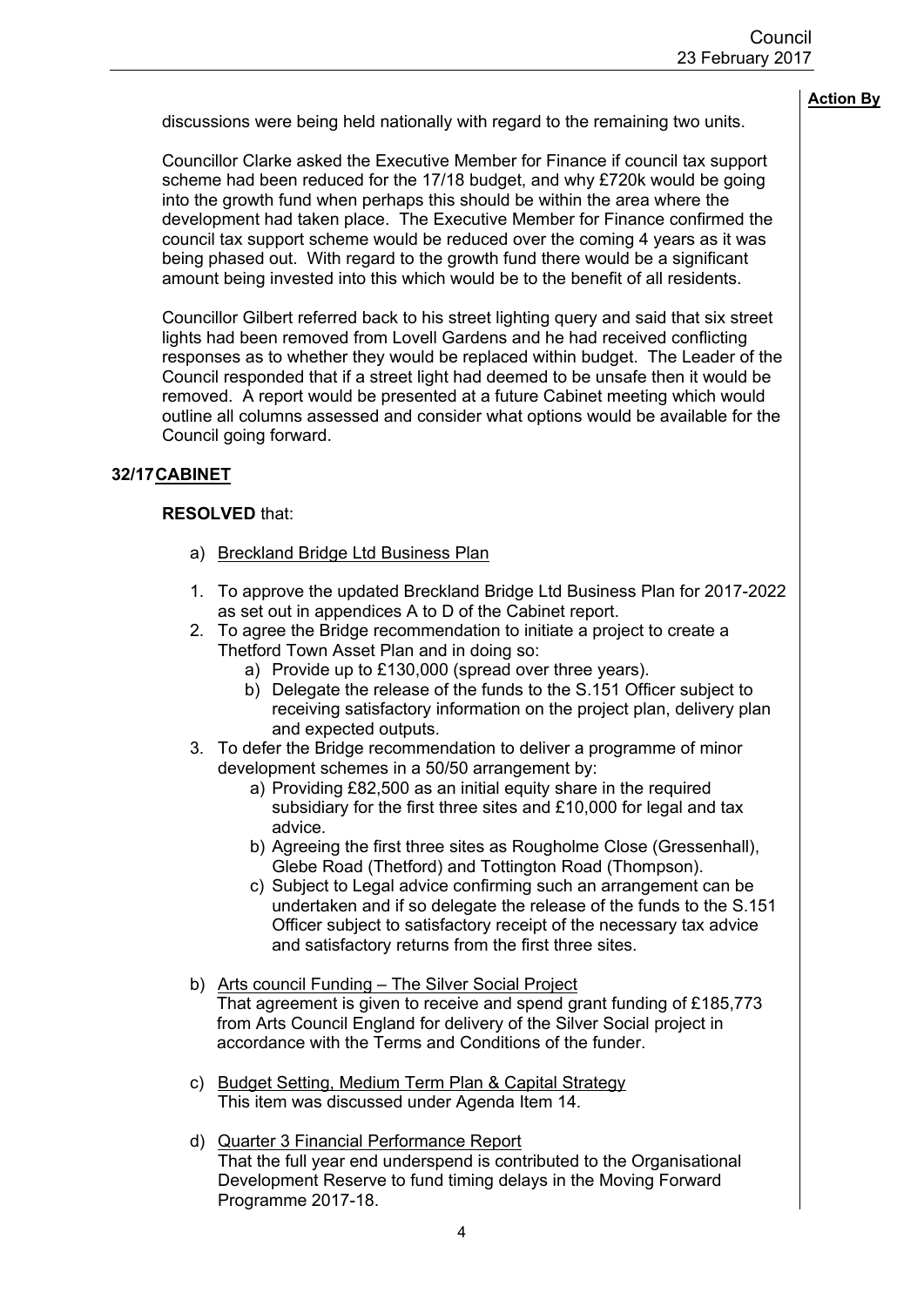**Action By**

discussions were being held nationally with regard to the remaining two units.

Councillor Clarke asked the Executive Member for Finance if council tax support scheme had been reduced for the 17/18 budget, and why £720k would be going into the growth fund when perhaps this should be within the area where the development had taken place. The Executive Member for Finance confirmed the council tax support scheme would be reduced over the coming 4 years as it was being phased out. With regard to the growth fund there would be a significant amount being invested into this which would be to the benefit of all residents.

Councillor Gilbert referred back to his street lighting query and said that six street lights had been removed from Lovell Gardens and he had received conflicting responses as to whether they would be replaced within budget. The Leader of the Council responded that if a street light had deemed to be unsafe then it would be removed. A report would be presented at a future Cabinet meeting which would outline all columns assessed and consider what options would be available for the Council going forward.

## 32/17 CABINET

**RESOLVED** that:

a) Breckland Bridge Ltd Business Plan

1. To approve the updated Breckland Bridge Ltd Business Plan for 2017-2022 as set out in appendices A to D of the Cabinet report.
2. To agree the Bridge recommendation to initiate a project to create a Thetford Town Asset Plan and in doing so:
    a) Provide up to £130,000 (spread over three years).
    b) Delegate the release of the funds to the S.151 Officer subject to receiving satisfactory information on the project plan, delivery plan and expected outputs.
3. To defer the Bridge recommendation to deliver a programme of minor development schemes in a 50/50 arrangement by:
    a) Providing £82,500 as an initial equity share in the required subsidiary for the first three sites and £10,000 for legal and tax advice.
    b) Agreeing the first three sites as Rougholme Close (Gressenhall), Glebe Road (Thetford) and Tottington Road (Thompson).
    c) Subject to Legal advice confirming such an arrangement can be undertaken and if so delegate the release of the funds to the S.151 Officer subject to satisfactory receipt of the necessary tax advice and satisfactory returns from the first three sites.

b) Arts council Funding – The Silver Social Project
That agreement is given to receive and spend grant funding of £185,773 from Arts Council England for delivery of the Silver Social project in accordance with the Terms and Conditions of the funder.

c) Budget Setting, Medium Term Plan & Capital Strategy
This item was discussed under Agenda Item 14.

d) Quarter 3 Financial Performance Report
That the full year end underspend is contributed to the Organisational Development Reserve to fund timing delays in the Moving Forward Programme 2017-18.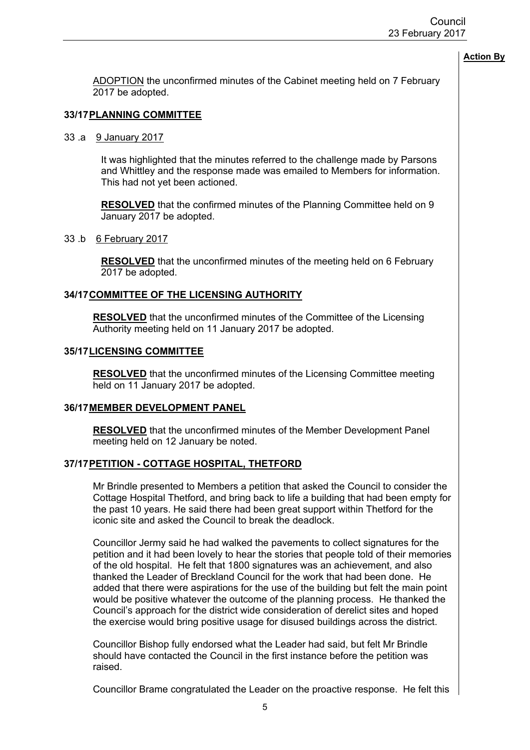**Action By**

ADOPTION the unconfirmed minutes of the Cabinet meeting held on 7 February 2017 be adopted.

## 33/17 PLANNING COMMITTEE

33 .a 9 January 2017

It was highlighted that the minutes referred to the challenge made by Parsons and Whittley and the response made was emailed to Members for information. This had not yet been actioned.

**RESOLVED** that the confirmed minutes of the Planning Committee held on 9 January 2017 be adopted.

33 .b 6 February 2017

**RESOLVED** that the unconfirmed minutes of the meeting held on 6 February 2017 be adopted.

## 34/17 COMMITTEE OF THE LICENSING AUTHORITY

**RESOLVED** that the unconfirmed minutes of the Committee of the Licensing Authority meeting held on 11 January 2017 be adopted.

## 35/17 LICENSING COMMITTEE

**RESOLVED** that the unconfirmed minutes of the Licensing Committee meeting held on 11 January 2017 be adopted.

## 36/17 MEMBER DEVELOPMENT PANEL

**RESOLVED** that the unconfirmed minutes of the Member Development Panel meeting held on 12 January be noted.

## 37/17 PETITION - COTTAGE HOSPITAL, THETFORD

Mr Brindle presented to Members a petition that asked the Council to consider the Cottage Hospital Thetford, and bring back to life a building that had been empty for the past 10 years. He said there had been great support within Thetford for the iconic site and asked the Council to break the deadlock.

Councillor Jermy said he had walked the pavements to collect signatures for the petition and it had been lovely to hear the stories that people told of their memories of the old hospital. He felt that 1800 signatures was an achievement, and also thanked the Leader of Breckland Council for the work that had been done. He added that there were aspirations for the use of the building but felt the main point would be positive whatever the outcome of the planning process. He thanked the Council's approach for the district wide consideration of derelict sites and hoped the exercise would bring positive usage for disused buildings across the district.

Councillor Bishop fully endorsed what the Leader had said, but felt Mr Brindle should have contacted the Council in the first instance before the petition was raised.

Councillor Brame congratulated the Leader on the proactive response. He felt this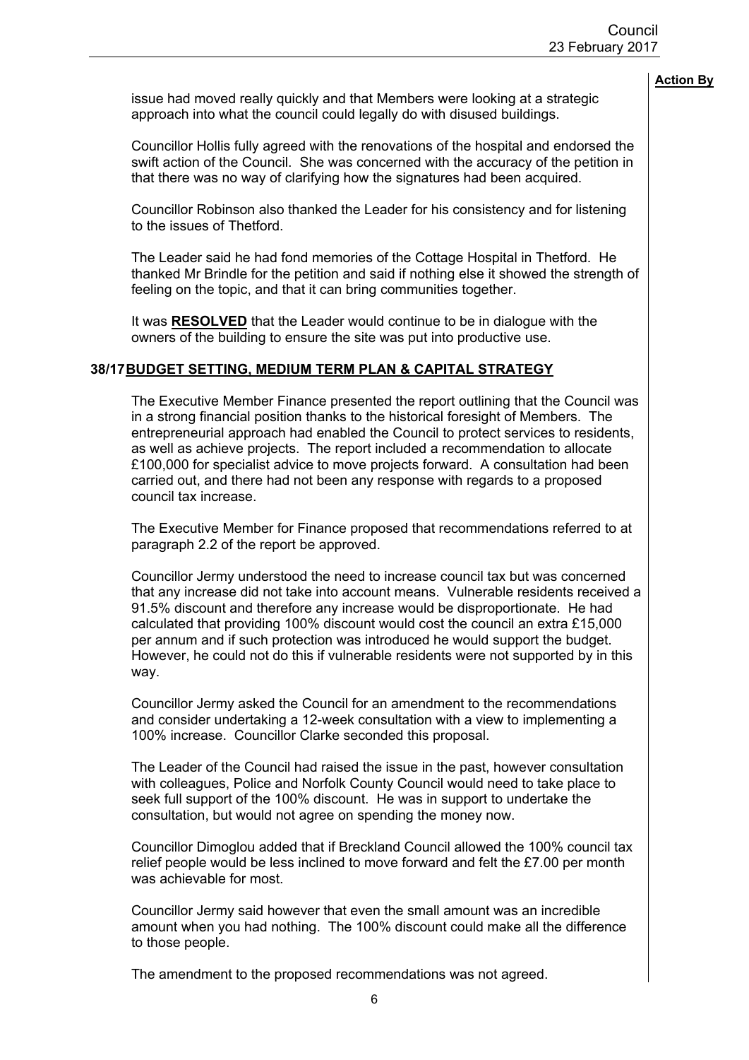**Action By**

issue had moved really quickly and that Members were looking at a strategic approach into what the council could legally do with disused buildings.

Councillor Hollis fully agreed with the renovations of the hospital and endorsed the swift action of the Council. She was concerned with the accuracy of the petition in that there was no way of clarifying how the signatures had been acquired.

Councillor Robinson also thanked the Leader for his consistency and for listening to the issues of Thetford.

The Leader said he had fond memories of the Cottage Hospital in Thetford. He thanked Mr Brindle for the petition and said if nothing else it showed the strength of feeling on the topic, and that it can bring communities together.

It was **RESOLVED** that the Leader would continue to be in dialogue with the owners of the building to ensure the site was put into productive use.

## 38/17 BUDGET SETTING, MEDIUM TERM PLAN & CAPITAL STRATEGY

The Executive Member Finance presented the report outlining that the Council was in a strong financial position thanks to the historical foresight of Members. The entrepreneurial approach had enabled the Council to protect services to residents, as well as achieve projects. The report included a recommendation to allocate £100,000 for specialist advice to move projects forward. A consultation had been carried out, and there had not been any response with regards to a proposed council tax increase.

The Executive Member for Finance proposed that recommendations referred to at paragraph 2.2 of the report be approved.

Councillor Jermy understood the need to increase council tax but was concerned that any increase did not take into account means. Vulnerable residents received a 91.5% discount and therefore any increase would be disproportionate. He had calculated that providing 100% discount would cost the council an extra £15,000 per annum and if such protection was introduced he would support the budget. However, he could not do this if vulnerable residents were not supported by in this way.

Councillor Jermy asked the Council for an amendment to the recommendations and consider undertaking a 12-week consultation with a view to implementing a 100% increase. Councillor Clarke seconded this proposal.

The Leader of the Council had raised the issue in the past, however consultation with colleagues, Police and Norfolk County Council would need to take place to seek full support of the 100% discount. He was in support to undertake the consultation, but would not agree on spending the money now.

Councillor Dimoglou added that if Breckland Council allowed the 100% council tax relief people would be less inclined to move forward and felt the £7.00 per month was achievable for most.

Councillor Jermy said however that even the small amount was an incredible amount when you had nothing. The 100% discount could make all the difference to those people.

The amendment to the proposed recommendations was not agreed.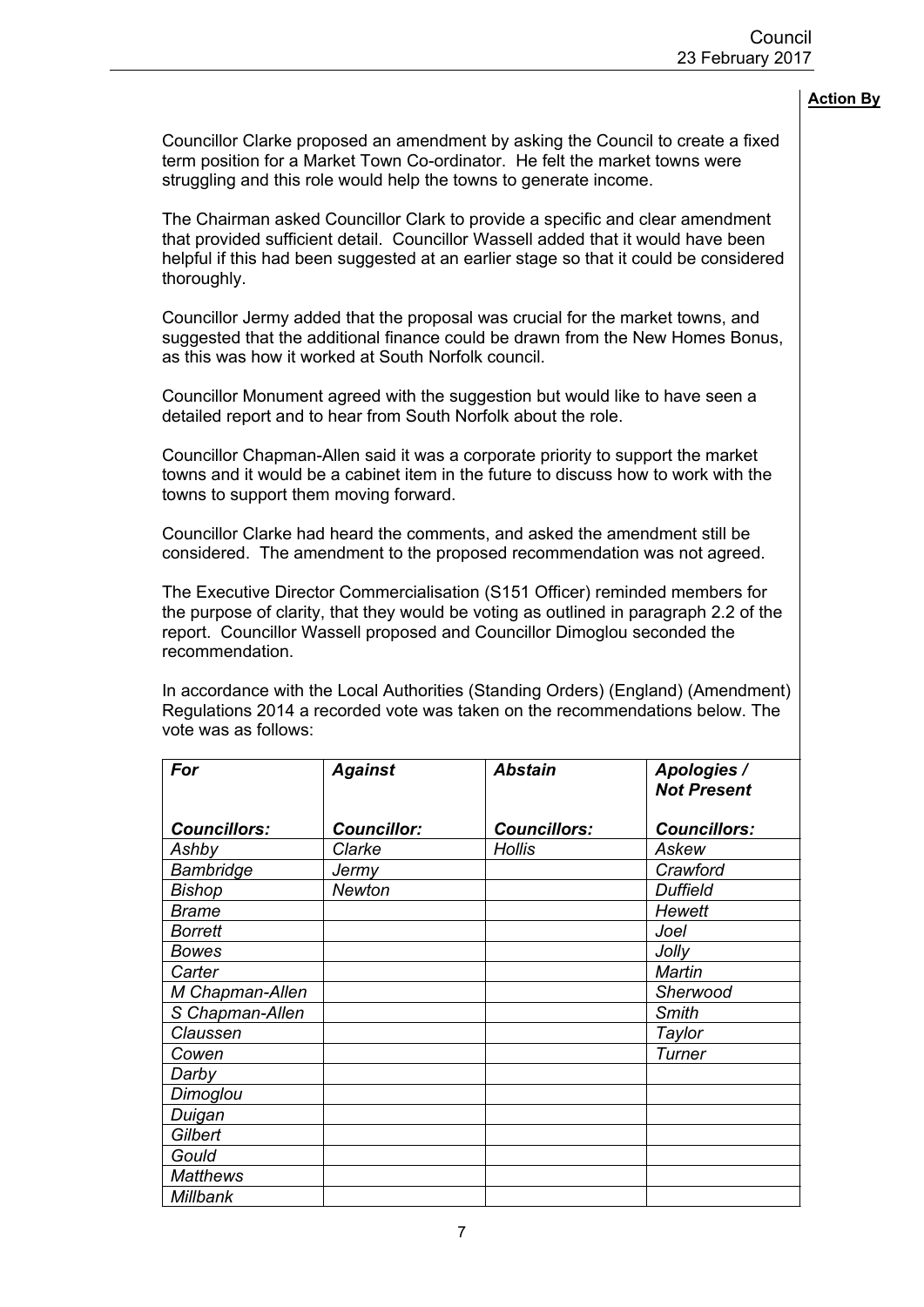**Action By**

Councillor Clarke proposed an amendment by asking the Council to create a fixed term position for a Market Town Co-ordinator. He felt the market towns were struggling and this role would help the towns to generate income.

The Chairman asked Councillor Clark to provide a specific and clear amendment that provided sufficient detail. Councillor Wassell added that it would have been helpful if this had been suggested at an earlier stage so that it could be considered thoroughly.

Councillor Jermy added that the proposal was crucial for the market towns, and suggested that the additional finance could be drawn from the New Homes Bonus, as this was how it worked at South Norfolk council.

Councillor Monument agreed with the suggestion but would like to have seen a detailed report and to hear from South Norfolk about the role.

Councillor Chapman-Allen said it was a corporate priority to support the market towns and it would be a cabinet item in the future to discuss how to work with the towns to support them moving forward.

Councillor Clarke had heard the comments, and asked the amendment still be considered. The amendment to the proposed recommendation was not agreed.

The Executive Director Commercialisation (S151 Officer) reminded members for the purpose of clarity, that they would be voting as outlined in paragraph 2.2 of the report. Councillor Wassell proposed and Councillor Dimoglou seconded the recommendation.

In accordance with the Local Authorities (Standing Orders) (England) (Amendment) Regulations 2014 a recorded vote was taken on the recommendations below. The vote was as follows:

| *For* | *Against* | *Abstain* | *Apologies / Not Present* |
|---|---|---|---|
| ***Councillors:*** | ***Councillor:*** | ***Councillors:*** | ***Councillors:*** |
| *Ashby* | *Clarke* | *Hollis* | *Askew* |
| *Bambridge* | *Jermy* | | *Crawford* |
| *Bishop* | *Newton* | | *Duffield* |
| *Brame* | | | *Hewett* |
| *Borrett* | | | *Joel* |
| *Bowes* | | | *Jolly* |
| *Carter* | | | *Martin* |
| *M Chapman-Allen* | | | *Sherwood* |
| *S Chapman-Allen* | | | *Smith* |
| *Claussen* | | | *Taylor* |
| *Cowen* | | | *Turner* |
| *Darby* | | | |
| *Dimoglou* | | | |
| *Duigan* | | | |
| *Gilbert* | | | |
| *Gould* | | | |
| *Matthews* | | | |
| *Millbank* | | | |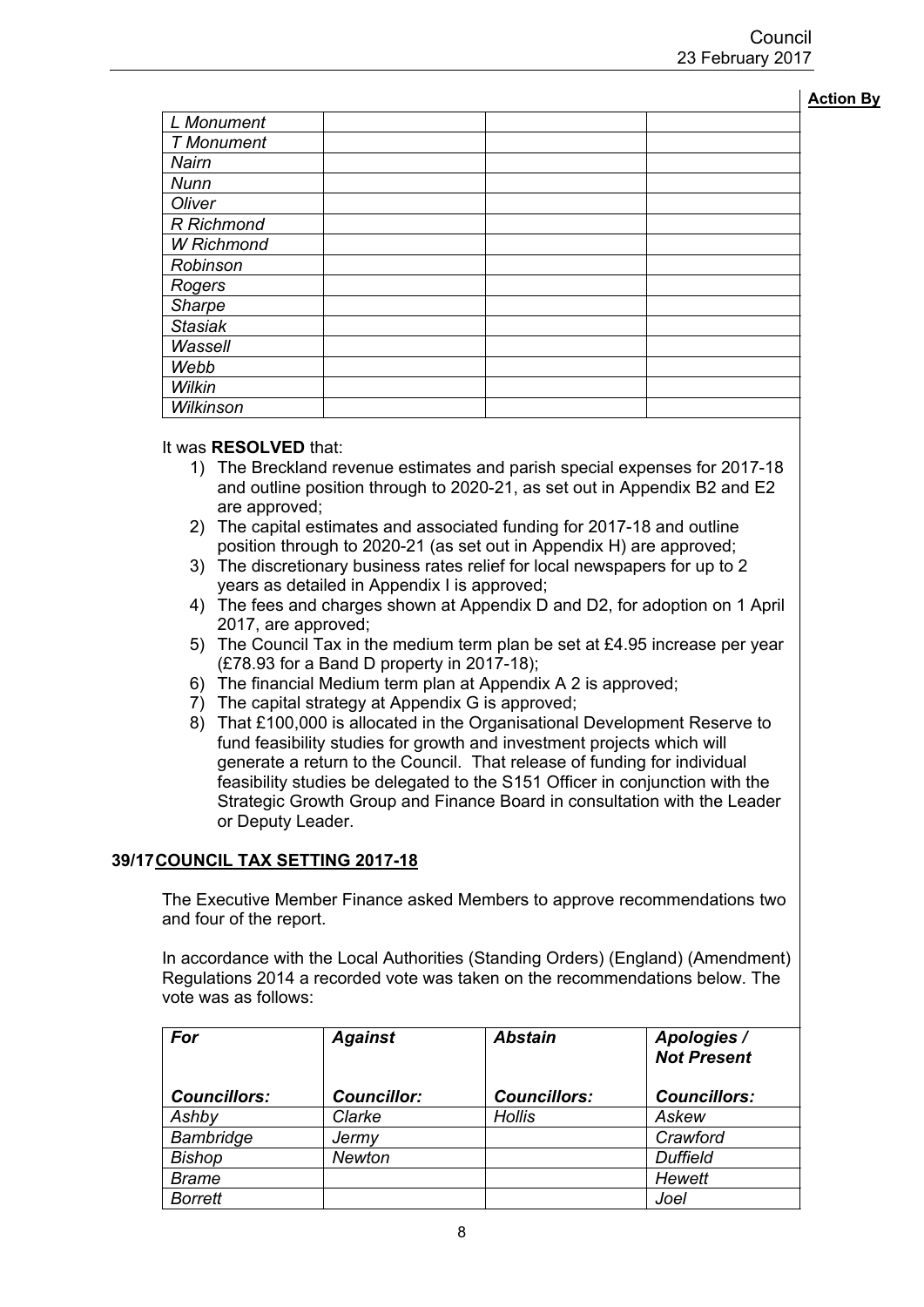**Action By**

| | | | |
|---|---|---|---|
| *L Monument* | | | |
| *T Monument* | | | |
| *Nairn* | | | |
| *Nunn* | | | |
| *Oliver* | | | |
| *R Richmond* | | | |
| *W Richmond* | | | |
| *Robinson* | | | |
| *Rogers* | | | |
| *Sharpe* | | | |
| *Stasiak* | | | |
| *Wassell* | | | |
| *Webb* | | | |
| *Wilkin* | | | |
| *Wilkinson* | | | |

It was **RESOLVED** that:

1) The Breckland revenue estimates and parish special expenses for 2017-18 and outline position through to 2020-21, as set out in Appendix B2 and E2 are approved;
2) The capital estimates and associated funding for 2017-18 and outline position through to 2020-21 (as set out in Appendix H) are approved;
3) The discretionary business rates relief for local newspapers for up to 2 years as detailed in Appendix I is approved;
4) The fees and charges shown at Appendix D and D2, for adoption on 1 April 2017, are approved;
5) The Council Tax in the medium term plan be set at £4.95 increase per year (£78.93 for a Band D property in 2017-18);
6) The financial Medium term plan at Appendix A 2 is approved;
7) The capital strategy at Appendix G is approved;
8) That £100,000 is allocated in the Organisational Development Reserve to fund feasibility studies for growth and investment projects which will generate a return to the Council. That release of funding for individual feasibility studies be delegated to the S151 Officer in conjunction with the Strategic Growth Group and Finance Board in consultation with the Leader or Deputy Leader.

## 39/17 COUNCIL TAX SETTING 2017-18

The Executive Member Finance asked Members to approve recommendations two and four of the report.

In accordance with the Local Authorities (Standing Orders) (England) (Amendment) Regulations 2014 a recorded vote was taken on the recommendations below. The vote was as follows:

| *For* | *Against* | *Abstain* | *Apologies / Not Present* |
|---|---|---|---|
| ***Councillors:*** | ***Councillor:*** | ***Councillors:*** | ***Councillors:*** |
| *Ashby* | *Clarke* | *Hollis* | *Askew* |
| *Bambridge* | *Jermy* | | *Crawford* |
| *Bishop* | *Newton* | | *Duffield* |
| *Brame* | | | *Hewett* |
| *Borrett* | | | *Joel* |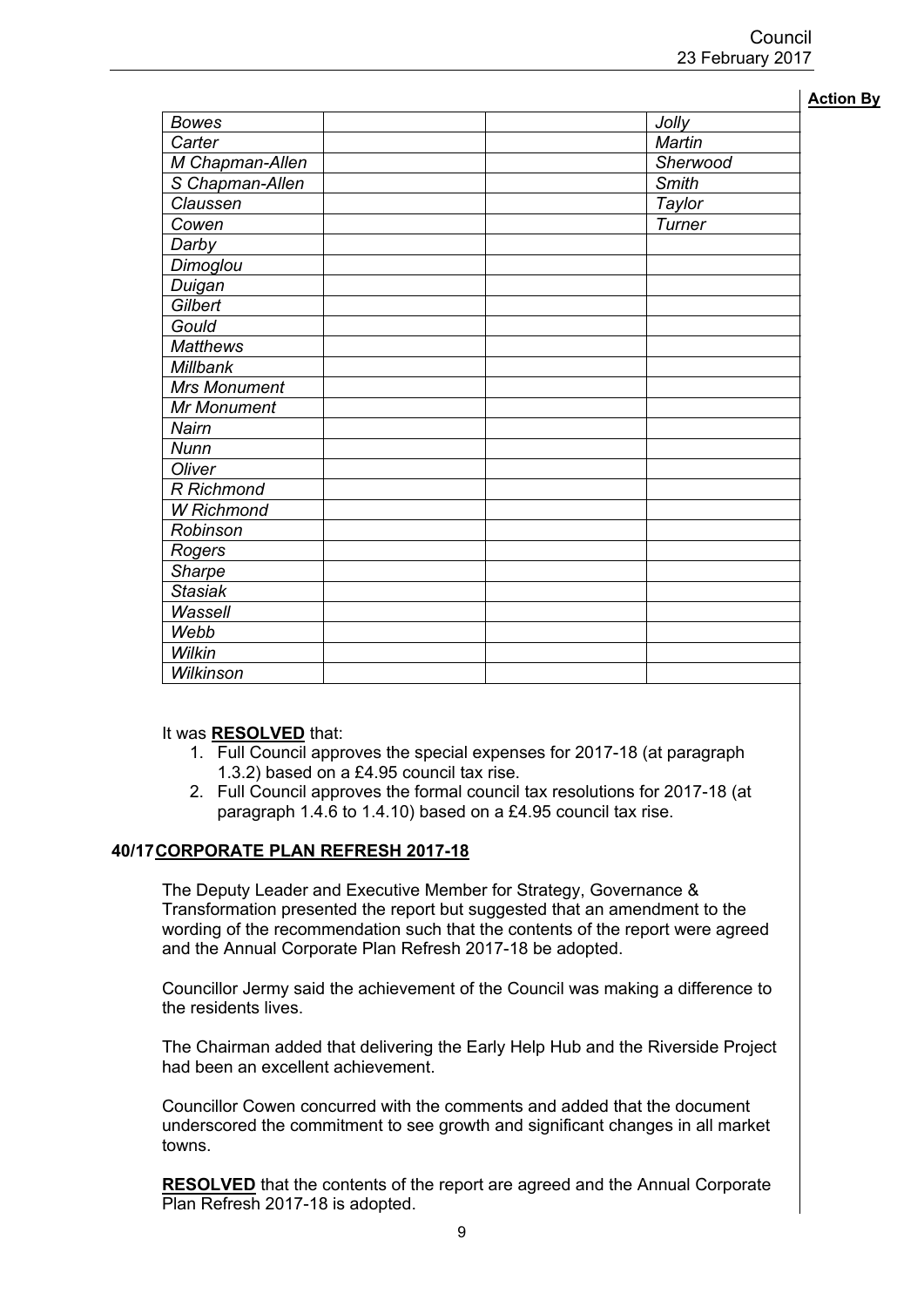**Action By**

| *Bowes* | | | *Jolly* |
|---|---|---|---|
| *Carter* | | | *Martin* |
| *M Chapman-Allen* | | | *Sherwood* |
| *S Chapman-Allen* | | | *Smith* |
| *Claussen* | | | *Taylor* |
| *Cowen* | | | *Turner* |
| *Darby* | | | |
| *Dimoglou* | | | |
| *Duigan* | | | |
| *Gilbert* | | | |
| *Gould* | | | |
| *Matthews* | | | |
| *Millbank* | | | |
| *Mrs Monument* | | | |
| *Mr Monument* | | | |
| *Nairn* | | | |
| *Nunn* | | | |
| *Oliver* | | | |
| *R Richmond* | | | |
| *W Richmond* | | | |
| *Robinson* | | | |
| *Rogers* | | | |
| *Sharpe* | | | |
| *Stasiak* | | | |
| *Wassell* | | | |
| *Webb* | | | |
| *Wilkin* | | | |
| *Wilkinson* | | | |

It was **RESOLVED** that:

1. Full Council approves the special expenses for 2017-18 (at paragraph 1.3.2) based on a £4.95 council tax rise.
2. Full Council approves the formal council tax resolutions for 2017-18 (at paragraph 1.4.6 to 1.4.10) based on a £4.95 council tax rise.

## 40/17 CORPORATE PLAN REFRESH 2017-18

The Deputy Leader and Executive Member for Strategy, Governance & Transformation presented the report but suggested that an amendment to the wording of the recommendation such that the contents of the report were agreed and the Annual Corporate Plan Refresh 2017-18 be adopted.

Councillor Jermy said the achievement of the Council was making a difference to the residents lives.

The Chairman added that delivering the Early Help Hub and the Riverside Project had been an excellent achievement.

Councillor Cowen concurred with the comments and added that the document underscored the commitment to see growth and significant changes in all market towns.

**RESOLVED** that the contents of the report are agreed and the Annual Corporate Plan Refresh 2017-18 is adopted.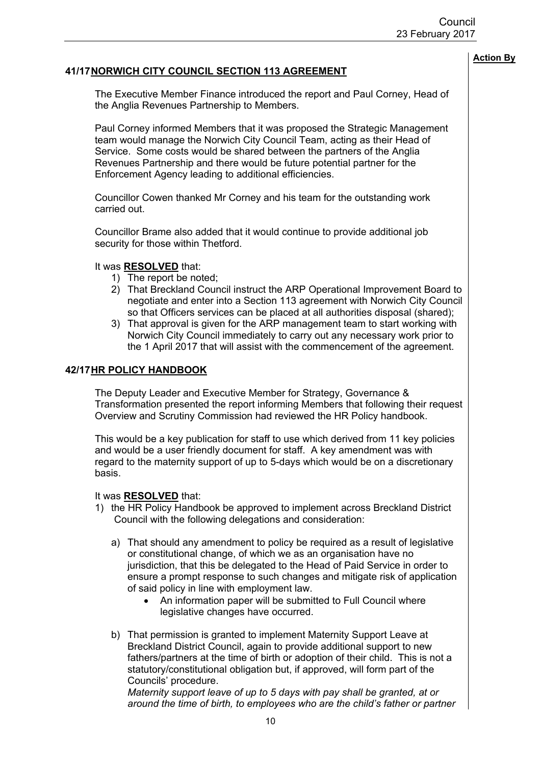**Action By**

## 41/17 NORWICH CITY COUNCIL SECTION 113 AGREEMENT

The Executive Member Finance introduced the report and Paul Corney, Head of the Anglia Revenues Partnership to Members.

Paul Corney informed Members that it was proposed the Strategic Management team would manage the Norwich City Council Team, acting as their Head of Service. Some costs would be shared between the partners of the Anglia Revenues Partnership and there would be future potential partner for the Enforcement Agency leading to additional efficiencies.

Councillor Cowen thanked Mr Corney and his team for the outstanding work carried out.

Councillor Brame also added that it would continue to provide additional job security for those within Thetford.

It was **RESOLVED** that:

1) The report be noted;
2) That Breckland Council instruct the ARP Operational Improvement Board to negotiate and enter into a Section 113 agreement with Norwich City Council so that Officers services can be placed at all authorities disposal (shared);
3) That approval is given for the ARP management team to start working with Norwich City Council immediately to carry out any necessary work prior to the 1 April 2017 that will assist with the commencement of the agreement.

## 42/17 HR POLICY HANDBOOK

The Deputy Leader and Executive Member for Strategy, Governance & Transformation presented the report informing Members that following their request Overview and Scrutiny Commission had reviewed the HR Policy handbook.

This would be a key publication for staff to use which derived from 11 key policies and would be a user friendly document for staff. A key amendment was with regard to the maternity support of up to 5-days which would be on a discretionary basis.

It was **RESOLVED** that:

1) the HR Policy Handbook be approved to implement across Breckland District Council with the following delegations and consideration:

   a) That should any amendment to policy be required as a result of legislative or constitutional change, of which we as an organisation have no jurisdiction, that this be delegated to the Head of Paid Service in order to ensure a prompt response to such changes and mitigate risk of application of said policy in line with employment law.
      - An information paper will be submitted to Full Council where legislative changes have occurred.

   b) That permission is granted to implement Maternity Support Leave at Breckland District Council, again to provide additional support to new fathers/partners at the time of birth or adoption of their child. This is not a statutory/constitutional obligation but, if approved, will form part of the Councils' procedure.
   *Maternity support leave of up to 5 days with pay shall be granted, at or around the time of birth, to employees who are the child's father or partner*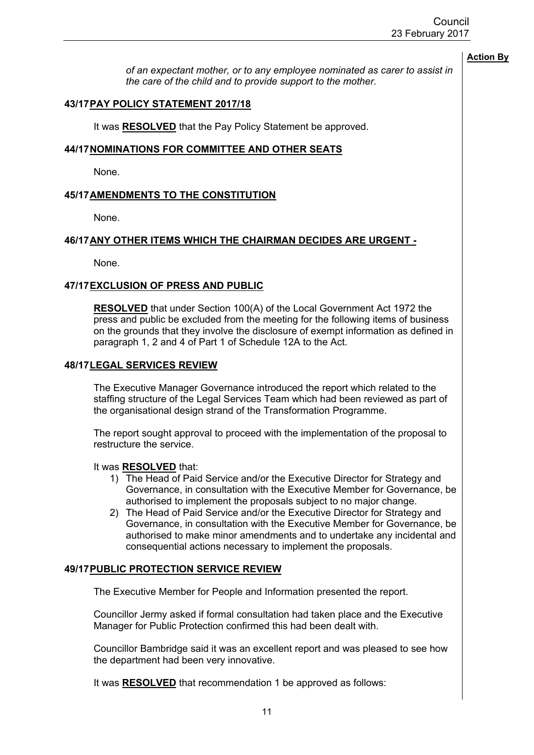**Action By**

*of an expectant mother, or to any employee nominated as carer to assist in the care of the child and to provide support to the mother.*

## 43/17 PAY POLICY STATEMENT 2017/18

It was **RESOLVED** that the Pay Policy Statement be approved.

## 44/17 NOMINATIONS FOR COMMITTEE AND OTHER SEATS

None.

## 45/17 AMENDMENTS TO THE CONSTITUTION

None.

## 46/17 ANY OTHER ITEMS WHICH THE CHAIRMAN DECIDES ARE URGENT -

None.

## 47/17 EXCLUSION OF PRESS AND PUBLIC

**RESOLVED** that under Section 100(A) of the Local Government Act 1972 the press and public be excluded from the meeting for the following items of business on the grounds that they involve the disclosure of exempt information as defined in paragraph 1, 2 and 4 of Part 1 of Schedule 12A to the Act.

## 48/17 LEGAL SERVICES REVIEW

The Executive Manager Governance introduced the report which related to the staffing structure of the Legal Services Team which had been reviewed as part of the organisational design strand of the Transformation Programme.

The report sought approval to proceed with the implementation of the proposal to restructure the service.

It was **RESOLVED** that:

1) The Head of Paid Service and/or the Executive Director for Strategy and Governance, in consultation with the Executive Member for Governance, be authorised to implement the proposals subject to no major change.
2) The Head of Paid Service and/or the Executive Director for Strategy and Governance, in consultation with the Executive Member for Governance, be authorised to make minor amendments and to undertake any incidental and consequential actions necessary to implement the proposals.

## 49/17 PUBLIC PROTECTION SERVICE REVIEW

The Executive Member for People and Information presented the report.

Councillor Jermy asked if formal consultation had taken place and the Executive Manager for Public Protection confirmed this had been dealt with.

Councillor Bambridge said it was an excellent report and was pleased to see how the department had been very innovative.

It was **RESOLVED** that recommendation 1 be approved as follows: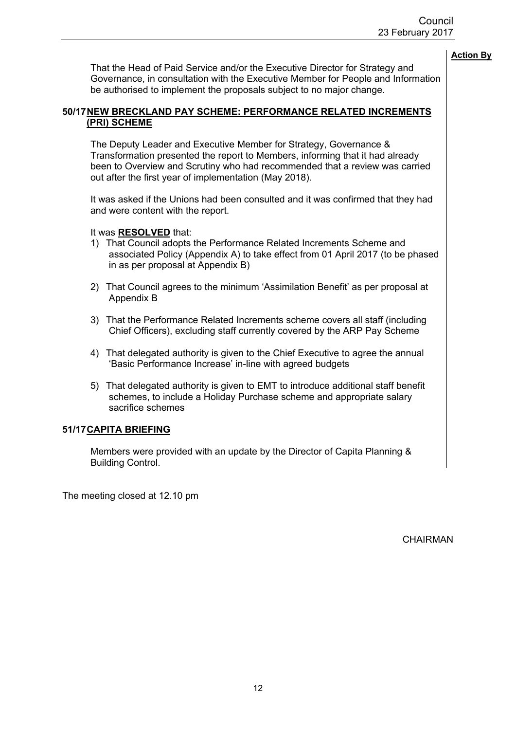**Action By**

That the Head of Paid Service and/or the Executive Director for Strategy and Governance, in consultation with the Executive Member for People and Information be authorised to implement the proposals subject to no major change.

## 50/17 NEW BRECKLAND PAY SCHEME: PERFORMANCE RELATED INCREMENTS (PRI) SCHEME

The Deputy Leader and Executive Member for Strategy, Governance & Transformation presented the report to Members, informing that it had already been to Overview and Scrutiny who had recommended that a review was carried out after the first year of implementation (May 2018).

It was asked if the Unions had been consulted and it was confirmed that they had and were content with the report.

It was **RESOLVED** that:

1) That Council adopts the Performance Related Increments Scheme and associated Policy (Appendix A) to take effect from 01 April 2017 (to be phased in as per proposal at Appendix B)
2) That Council agrees to the minimum 'Assimilation Benefit' as per proposal at Appendix B
3) That the Performance Related Increments scheme covers all staff (including Chief Officers), excluding staff currently covered by the ARP Pay Scheme
4) That delegated authority is given to the Chief Executive to agree the annual 'Basic Performance Increase' in-line with agreed budgets
5) That delegated authority is given to EMT to introduce additional staff benefit schemes, to include a Holiday Purchase scheme and appropriate salary sacrifice schemes

## 51/17 CAPITA BRIEFING

Members were provided with an update by the Director of Capita Planning & Building Control.

The meeting closed at 12.10 pm

CHAIRMAN